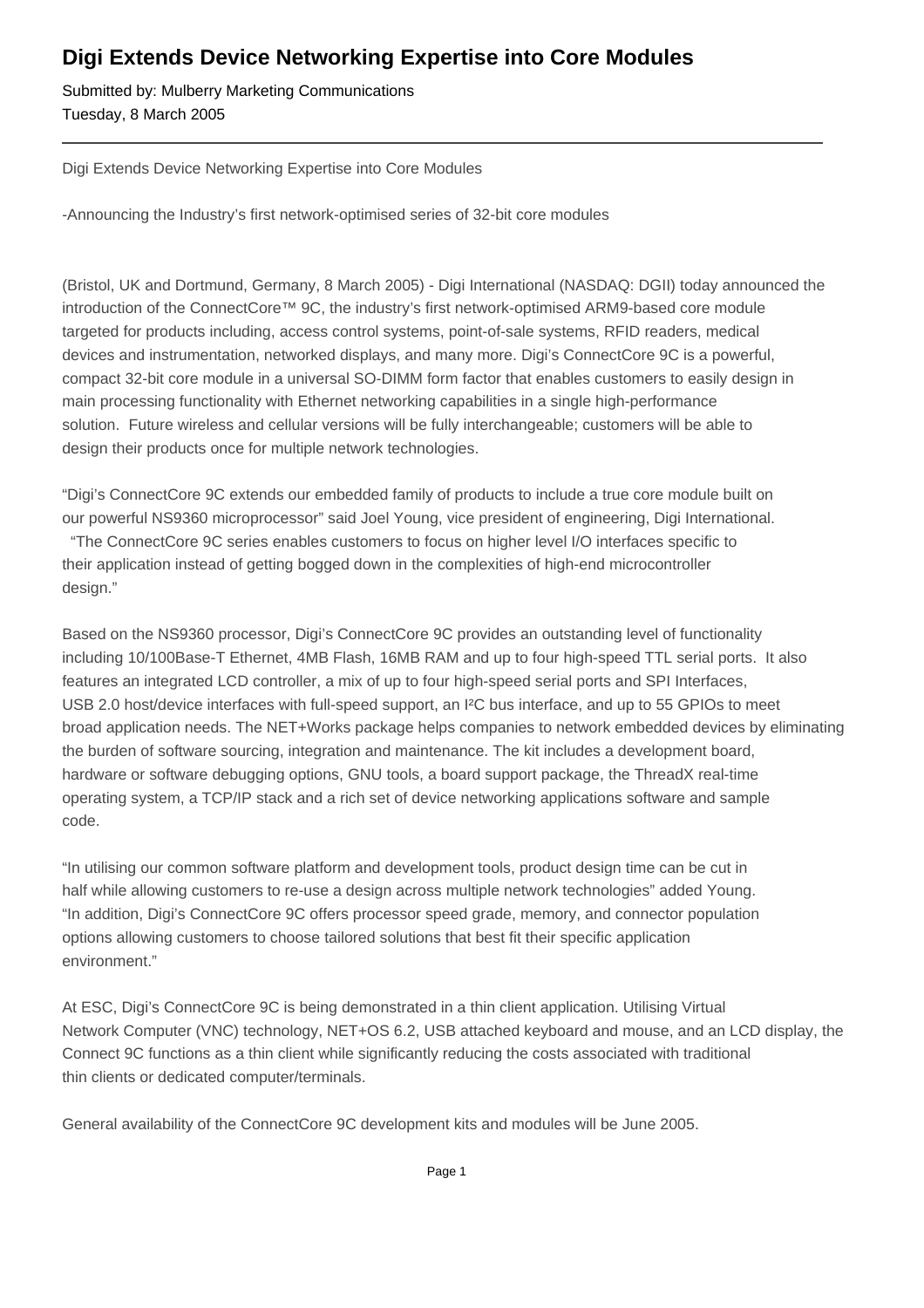# Digi Extends Device Networking Expertise into Core Modules

Submitted by: Mulberry Marketing Communications
Tuesday, 8 March 2005

---

Digi Extends Device Networking Expertise into Core Modules

-Announcing the Industry's first network-optimised series of 32-bit core modules

(Bristol, UK and Dortmund, Germany, 8 March 2005) - Digi International (NASDAQ: DGII) today announced the introduction of the ConnectCore™ 9C, the industry's first network-optimised ARM9-based core module targeted for products including, access control systems, point-of-sale systems, RFID readers, medical devices and instrumentation, networked displays, and many more. Digi's ConnectCore 9C is a powerful, compact 32-bit core module in a universal SO-DIMM form factor that enables customers to easily design in main processing functionality with Ethernet networking capabilities in a single high-performance solution. Future wireless and cellular versions will be fully interchangeable; customers will be able to design their products once for multiple network technologies.

"Digi's ConnectCore 9C extends our embedded family of products to include a true core module built on our powerful NS9360 microprocessor" said Joel Young, vice president of engineering, Digi International. "The ConnectCore 9C series enables customers to focus on higher level I/O interfaces specific to their application instead of getting bogged down in the complexities of high-end microcontroller design."

Based on the NS9360 processor, Digi's ConnectCore 9C provides an outstanding level of functionality including 10/100Base-T Ethernet, 4MB Flash, 16MB RAM and up to four high-speed TTL serial ports. It also features an integrated LCD controller, a mix of up to four high-speed serial ports and SPI Interfaces, USB 2.0 host/device interfaces with full-speed support, an I²C bus interface, and up to 55 GPIOs to meet broad application needs. The NET+Works package helps companies to network embedded devices by eliminating the burden of software sourcing, integration and maintenance. The kit includes a development board, hardware or software debugging options, GNU tools, a board support package, the ThreadX real-time operating system, a TCP/IP stack and a rich set of device networking applications software and sample code.

"In utilising our common software platform and development tools, product design time can be cut in half while allowing customers to re-use a design across multiple network technologies" added Young. "In addition, Digi's ConnectCore 9C offers processor speed grade, memory, and connector population options allowing customers to choose tailored solutions that best fit their specific application environment."

At ESC, Digi's ConnectCore 9C is being demonstrated in a thin client application. Utilising Virtual Network Computer (VNC) technology, NET+OS 6.2, USB attached keyboard and mouse, and an LCD display, the Connect 9C functions as a thin client while significantly reducing the costs associated with traditional thin clients or dedicated computer/terminals.

General availability of the ConnectCore 9C development kits and modules will be June 2005.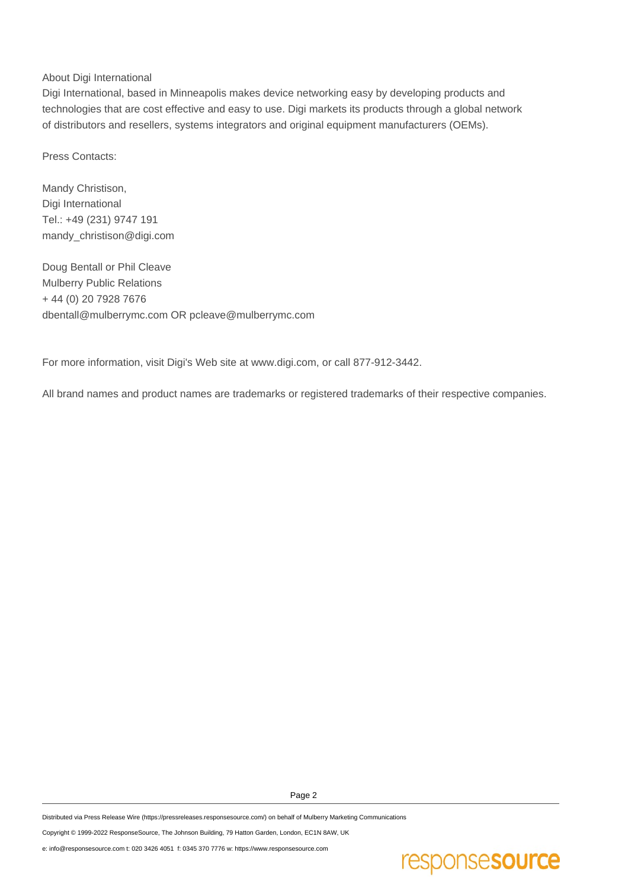About Digi International

Digi International, based in Minneapolis makes device networking easy by developing products and technologies that are cost effective and easy to use. Digi markets its products through a global network of distributors and resellers, systems integrators and original equipment manufacturers (OEMs).

Press Contacts:

Mandy Christison,
Digi International
Tel.: +49 (231) 9747 191
mandy_christison@digi.com

Doug Bentall or Phil Cleave
Mulberry Public Relations
+ 44 (0) 20 7928 7676
dbentall@mulberrymc.com OR pcleave@mulberrymc.com

For more information, visit Digi's Web site at www.digi.com, or call 877-912-3442.

All brand names and product names are trademarks or registered trademarks of their respective companies.

Distributed via Press Release Wire (https://pressreleases.responsesource.com/) on behalf of Mulberry Marketing Communications

Copyright © 1999-2022 ResponseSource, The Johnson Building, 79 Hatton Garden, London, EC1N 8AW, UK

e: info@responsesource.com t: 020 3426 4051 f: 0345 370 7776 w: https://www.responsesource.com